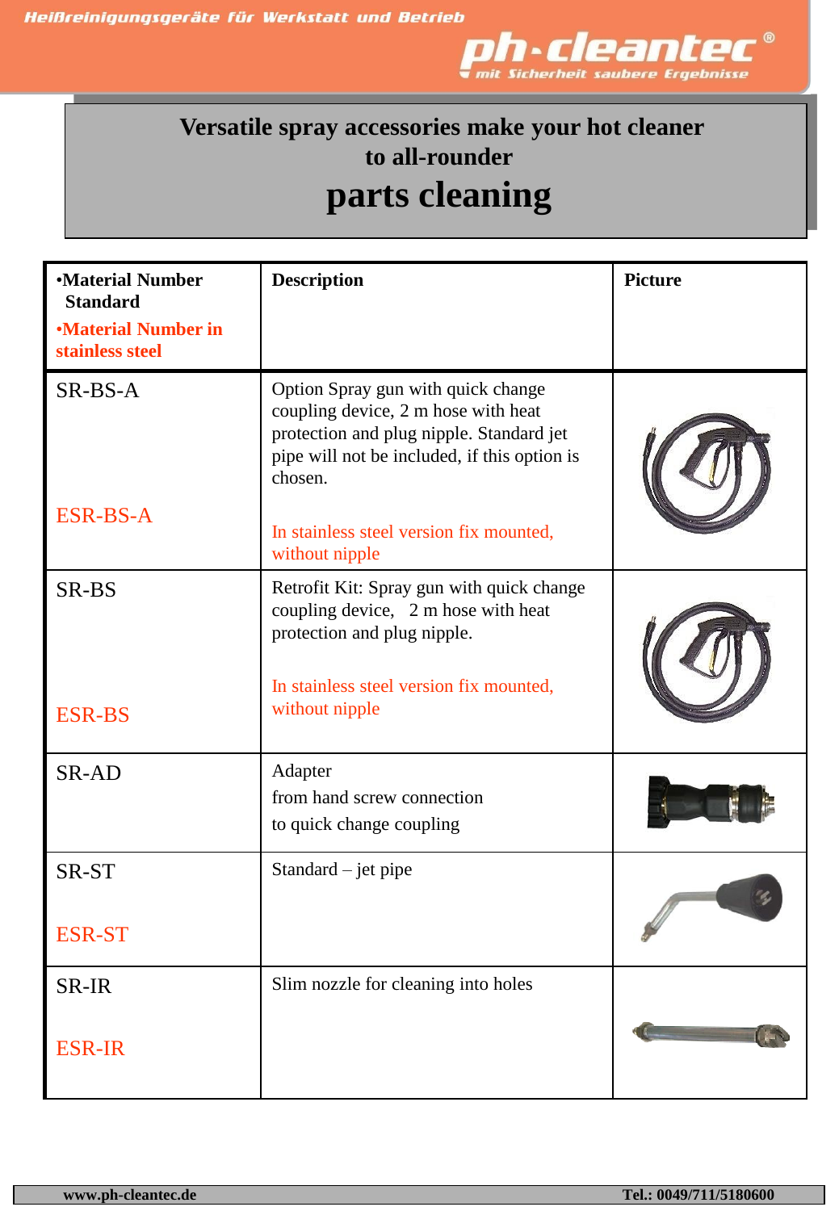# Versatile spray accessories make your hot cleaner to all-rounder

# parts cleaning

| •Material Number Standard<br>•Material Number in stainless steel | Description | Picture |
|---|---|---|
| SR-BS-A<br><br>ESR-BS-A | Option Spray gun with quick change coupling device, 2 m hose with heat protection and plug nipple. Standard jet pipe will not be included, if this option is chosen.<br><br>In stainless steel version fix mounted, without nipple | |
| SR-BS<br><br>ESR-BS | Retrofit Kit: Spray gun with quick change coupling device, 2 m hose with heat protection and plug nipple.<br><br>In stainless steel version fix mounted, without nipple | |
| SR-AD | Adapter<br>from hand screw connection<br>to quick change coupling | |
| SR-ST<br><br>ESR-ST | Standard – jet pipe | |
| SR-IR<br><br>ESR-IR | Slim nozzle for cleaning into holes | |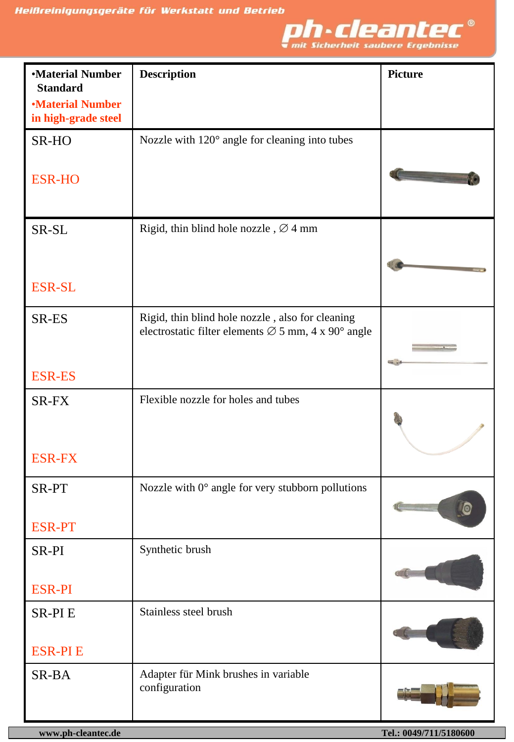| •Material Number Standard<br>•Material Number in high-grade steel | Description | Picture |
|---|---|---|
| SR-HO<br>ESR-HO | Nozzle with 120° angle for cleaning into tubes | |
| SR-SL<br>ESR-SL | Rigid, thin blind hole nozzle , ∅ 4 mm | |
| SR-ES<br>ESR-ES | Rigid, thin blind hole nozzle , also for cleaning electrostatic filter elements ∅ 5 mm, 4 x 90° angle | |
| SR-FX<br>ESR-FX | Flexible nozzle for holes and tubes | |
| SR-PT<br>ESR-PT | Nozzle with 0° angle for very stubborn pollutions | |
| SR-PI<br>ESR-PI | Synthetic brush | |
| SR-PI E<br>ESR-PI E | Stainless steel brush | |
| SR-BA | Adapter für Mink brushes in variable configuration | |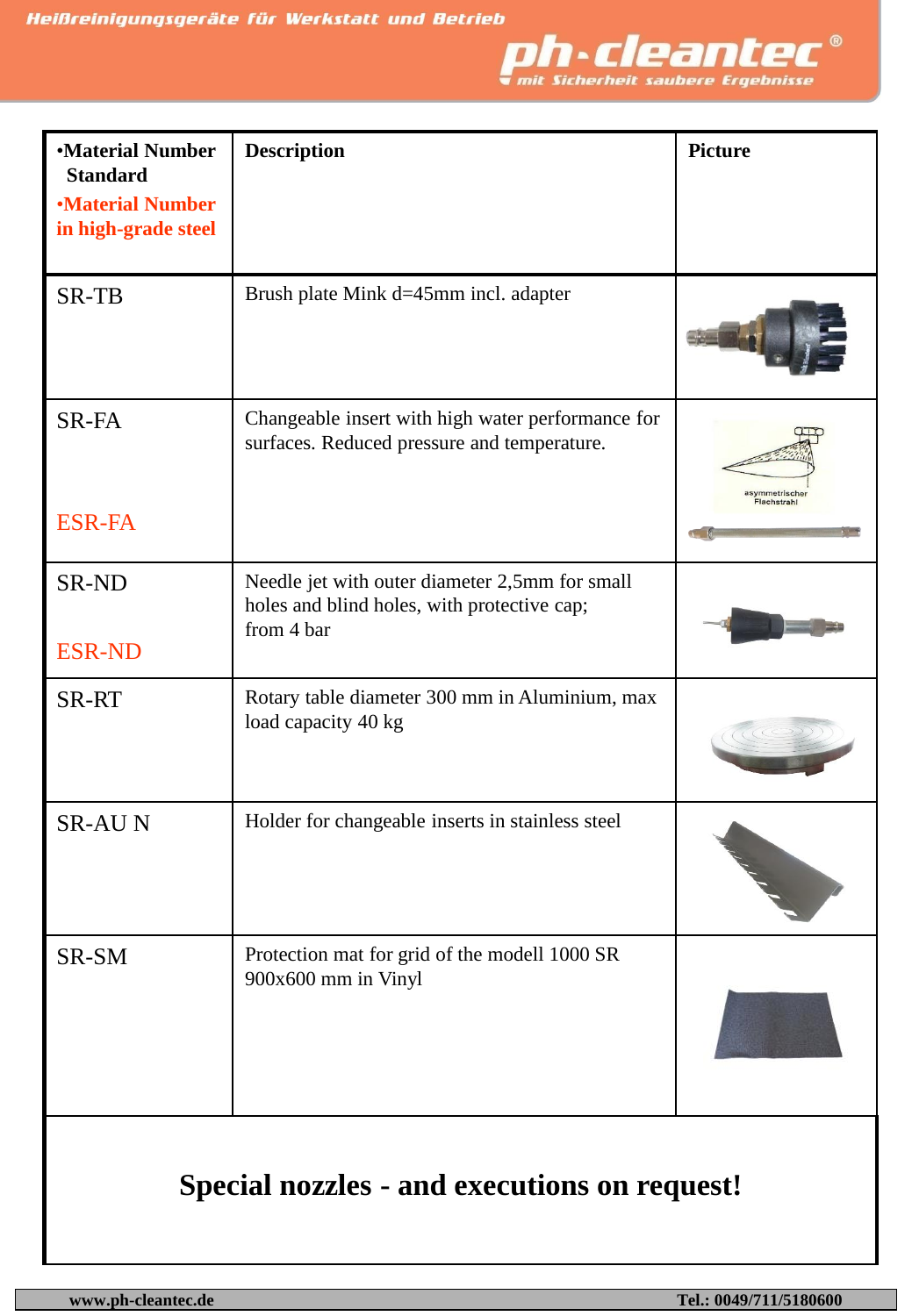| •Material Number Standard<br>•Material Number in high-grade steel | Description | Picture |
|---|---|---|
| SR-TB | Brush plate Mink d=45mm incl. adapter | |
| SR-FA<br><br>ESR-FA | Changeable insert with high water performance for surfaces. Reduced pressure and temperature. | |
| SR-ND<br><br>ESR-ND | Needle jet with outer diameter 2,5mm for small holes and blind holes, with protective cap;<br>from 4 bar | |
| SR-RT | Rotary table diameter 300 mm in Aluminium, max load capacity 40 kg | |
| SR-AU N | Holder for changeable inserts in stainless steel | |
| SR-SM | Protection mat for grid of the modell 1000 SR 900x600 mm in Vinyl | |

**Special nozzles - and executions on request!**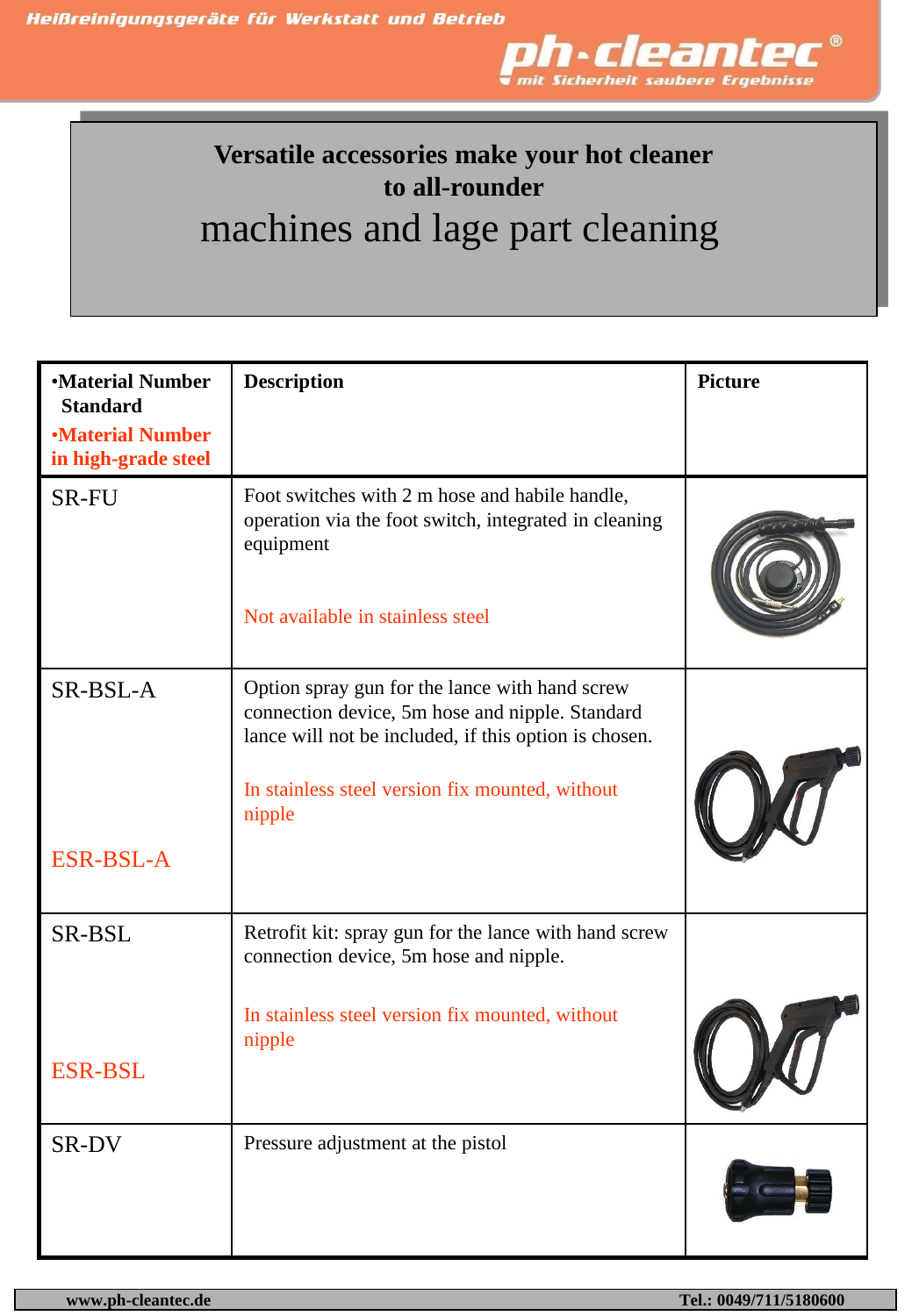**Versatile accessories make your hot cleaner to all-rounder**

# machines and lage part cleaning

| •Material Number Standard<br>•Material Number in high-grade steel | Description | Picture |
|---|---|---|
| SR-FU | Foot switches with 2 m hose and habile handle, operation via the foot switch, integrated in cleaning equipment<br><br>Not available in stainless steel | |
| SR-BSL-A<br><br>ESR-BSL-A | Option spray gun for the lance with hand screw connection device, 5m hose and nipple. Standard lance will not be included, if this option is chosen.<br><br>In stainless steel version fix mounted, without nipple | |
| SR-BSL<br><br>ESR-BSL | Retrofit kit: spray gun for the lance with hand screw connection device, 5m hose and nipple.<br><br>In stainless steel version fix mounted, without nipple | |
| SR-DV | Pressure adjustment at the pistol | |

www.ph-cleantec.de Tel.: 0049/711/5180600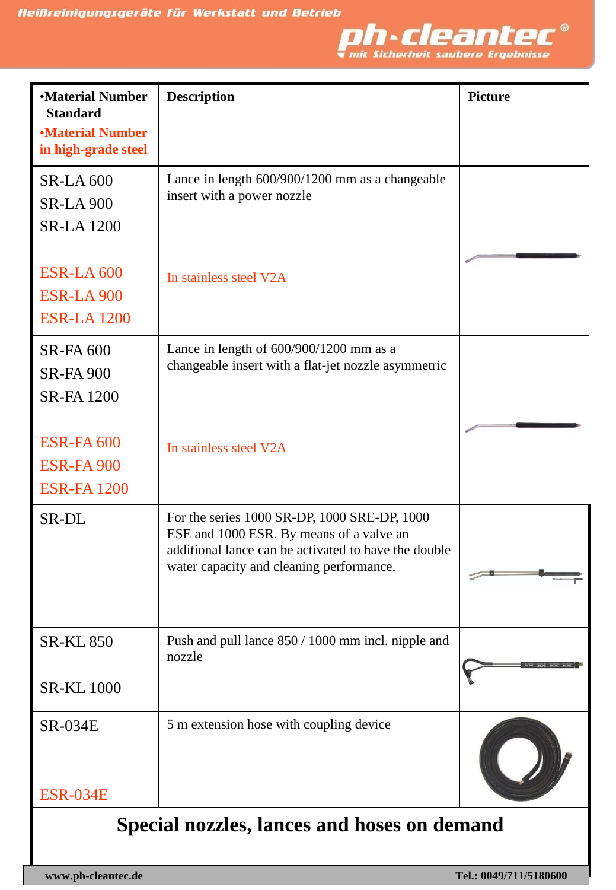| •Material Number Standard •Material Number in high-grade steel | Description | Picture |
|---|---|---|
| SR-LA 600<br>SR-LA 900<br>SR-LA 1200<br><br>ESR-LA 600<br>ESR-LA 900<br>ESR-LA 1200 | Lance in length 600/900/1200 mm as a changeable insert with a power nozzle<br><br>In stainless steel V2A | |
| SR-FA 600<br>SR-FA 900<br>SR-FA 1200<br><br>ESR-FA 600<br>ESR-FA 900<br>ESR-FA 1200 | Lance in length of 600/900/1200 mm as a changeable insert with a flat-jet nozzle asymmetric<br><br>In stainless steel V2A | |
| SR-DL | For the series 1000 SR-DP, 1000 SRE-DP, 1000 ESE and 1000 ESR. By means of a valve an additional lance can be activated to have the double water capacity and cleaning performance. | |
| SR-KL 850<br><br>SR-KL 1000 | Push and pull lance 850 / 1000 mm incl. nipple and nozzle | |
| SR-034E<br><br>ESR-034E | 5 m extension hose with coupling device | |

**Special nozzles, lances and hoses on demand**